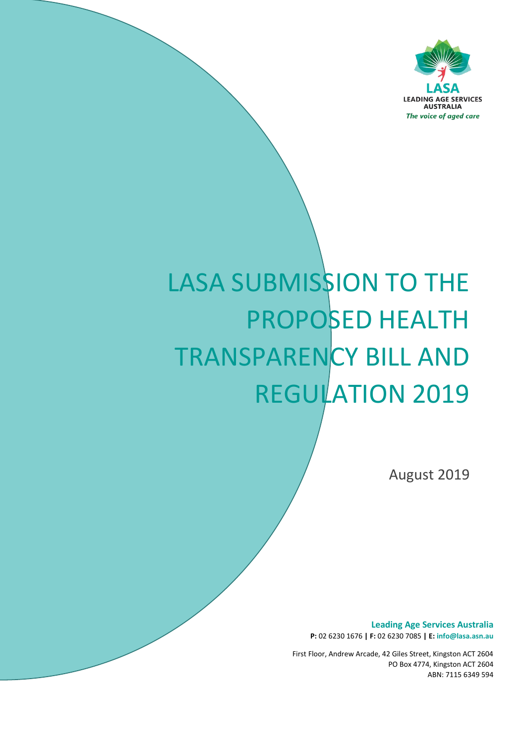LASA

LEADING AGE SERVICES AUSTRALIA

*The voice of aged care*

# LASA SUBMISSION TO THE PROPOSED HEALTH TRANSPARENCY BILL AND REGULATION 2019

August 2019

**Leading Age Services Australia**

**P:** 02 6230 1676 **|** **F:** 02 6230 7085 **|** **E:** **info@lasa.asn.au**

First Floor, Andrew Arcade, 42 Giles Street, Kingston ACT 2604

PO Box 4774, Kingston ACT 2604

ABN: 7115 6349 594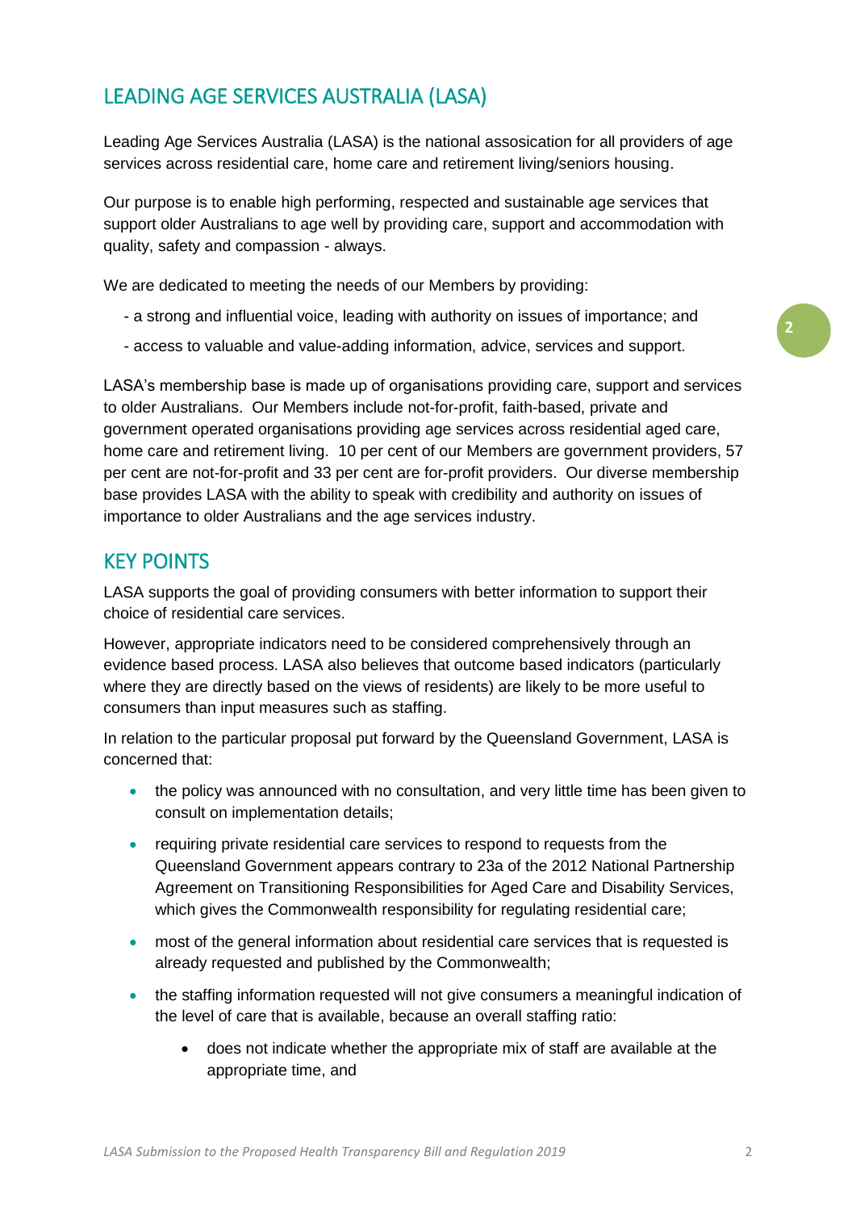## LEADING AGE SERVICES AUSTRALIA (LASA)

Leading Age Services Australia (LASA) is the national assosication for all providers of age services across residential care, home care and retirement living/seniors housing.

Our purpose is to enable high performing, respected and sustainable age services that support older Australians to age well by providing care, support and accommodation with quality, safety and compassion - always.

We are dedicated to meeting the needs of our Members by providing:

- a strong and influential voice, leading with authority on issues of importance; and
- access to valuable and value-adding information, advice, services and support.

LASA's membership base is made up of organisations providing care, support and services to older Australians. Our Members include not-for-profit, faith-based, private and government operated organisations providing age services across residential aged care, home care and retirement living. 10 per cent of our Members are government providers, 57 per cent are not-for-profit and 33 per cent are for-profit providers. Our diverse membership base provides LASA with the ability to speak with credibility and authority on issues of importance to older Australians and the age services industry.

## KEY POINTS

LASA supports the goal of providing consumers with better information to support their choice of residential care services.

However, appropriate indicators need to be considered comprehensively through an evidence based process. LASA also believes that outcome based indicators (particularly where they are directly based on the views of residents) are likely to be more useful to consumers than input measures such as staffing.

In relation to the particular proposal put forward by the Queensland Government, LASA is concerned that:

- the policy was announced with no consultation, and very little time has been given to consult on implementation details;
- requiring private residential care services to respond to requests from the Queensland Government appears contrary to 23a of the 2012 National Partnership Agreement on Transitioning Responsibilities for Aged Care and Disability Services, which gives the Commonwealth responsibility for regulating residential care;
- most of the general information about residential care services that is requested is already requested and published by the Commonwealth;
- the staffing information requested will not give consumers a meaningful indication of the level of care that is available, because an overall staffing ratio:
    - does not indicate whether the appropriate mix of staff are available at the appropriate time, and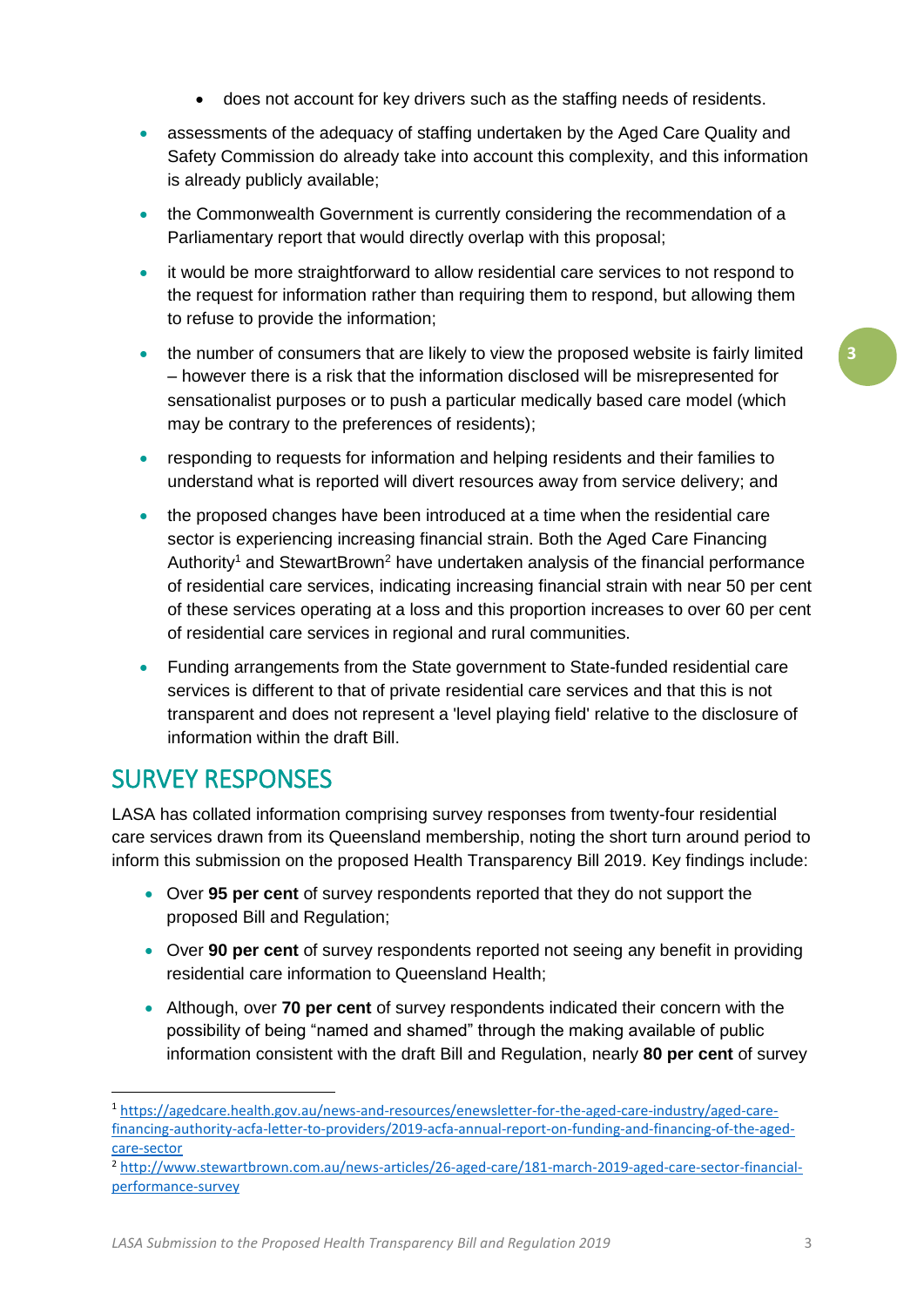- does not account for key drivers such as the staffing needs of residents.
- assessments of the adequacy of staffing undertaken by the Aged Care Quality and Safety Commission do already take into account this complexity, and this information is already publicly available;
- the Commonwealth Government is currently considering the recommendation of a Parliamentary report that would directly overlap with this proposal;
- it would be more straightforward to allow residential care services to not respond to the request for information rather than requiring them to respond, but allowing them to refuse to provide the information;
- the number of consumers that are likely to view the proposed website is fairly limited – however there is a risk that the information disclosed will be misrepresented for sensationalist purposes or to push a particular medically based care model (which may be contrary to the preferences of residents);
- responding to requests for information and helping residents and their families to understand what is reported will divert resources away from service delivery; and
- the proposed changes have been introduced at a time when the residential care sector is experiencing increasing financial strain. Both the Aged Care Financing Authority[1] and StewartBrown[2] have undertaken analysis of the financial performance of residential care services, indicating increasing financial strain with near 50 per cent of these services operating at a loss and this proportion increases to over 60 per cent of residential care services in regional and rural communities.
- Funding arrangements from the State government to State-funded residential care services is different to that of private residential care services and that this is not transparent and does not represent a 'level playing field' relative to the disclosure of information within the draft Bill.

## SURVEY RESPONSES

LASA has collated information comprising survey responses from twenty-four residential care services drawn from its Queensland membership, noting the short turn around period to inform this submission on the proposed Health Transparency Bill 2019. Key findings include:

- Over **95 per cent** of survey respondents reported that they do not support the proposed Bill and Regulation;
- Over **90 per cent** of survey respondents reported not seeing any benefit in providing residential care information to Queensland Health;
- Although, over **70 per cent** of survey respondents indicated their concern with the possibility of being "named and shamed" through the making available of public information consistent with the draft Bill and Regulation, nearly **80 per cent** of survey

---

[1] https://agedcare.health.gov.au/news-and-resources/enewsletter-for-the-aged-care-industry/aged-care-financing-authority-acfa-letter-to-providers/2019-acfa-annual-report-on-funding-and-financing-of-the-aged-care-sector

[2] http://www.stewartbrown.com.au/news-articles/26-aged-care/181-march-2019-aged-care-sector-financial-performance-survey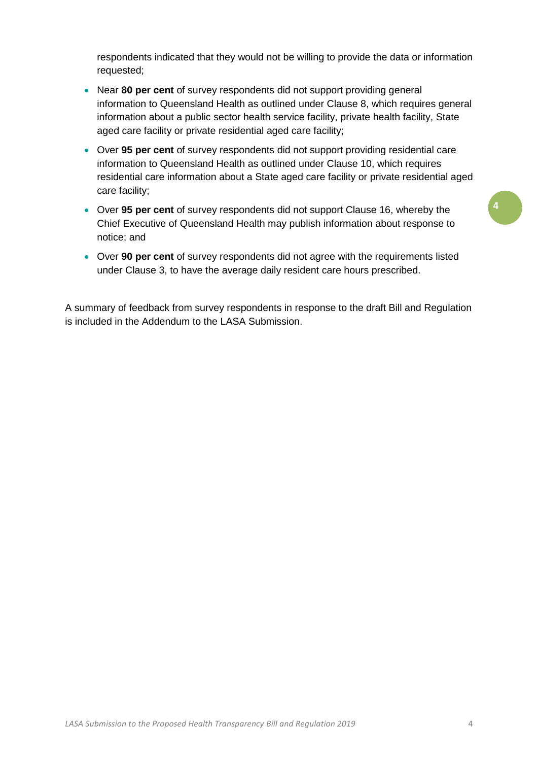respondents indicated that they would not be willing to provide the data or information requested;

- Near **80 per cent** of survey respondents did not support providing general information to Queensland Health as outlined under Clause 8, which requires general information about a public sector health service facility, private health facility, State aged care facility or private residential aged care facility;
- Over **95 per cent** of survey respondents did not support providing residential care information to Queensland Health as outlined under Clause 10, which requires residential care information about a State aged care facility or private residential aged care facility;
- Over **95 per cent** of survey respondents did not support Clause 16, whereby the Chief Executive of Queensland Health may publish information about response to notice; and
- Over **90 per cent** of survey respondents did not agree with the requirements listed under Clause 3, to have the average daily resident care hours prescribed.

A summary of feedback from survey respondents in response to the draft Bill and Regulation is included in the Addendum to the LASA Submission.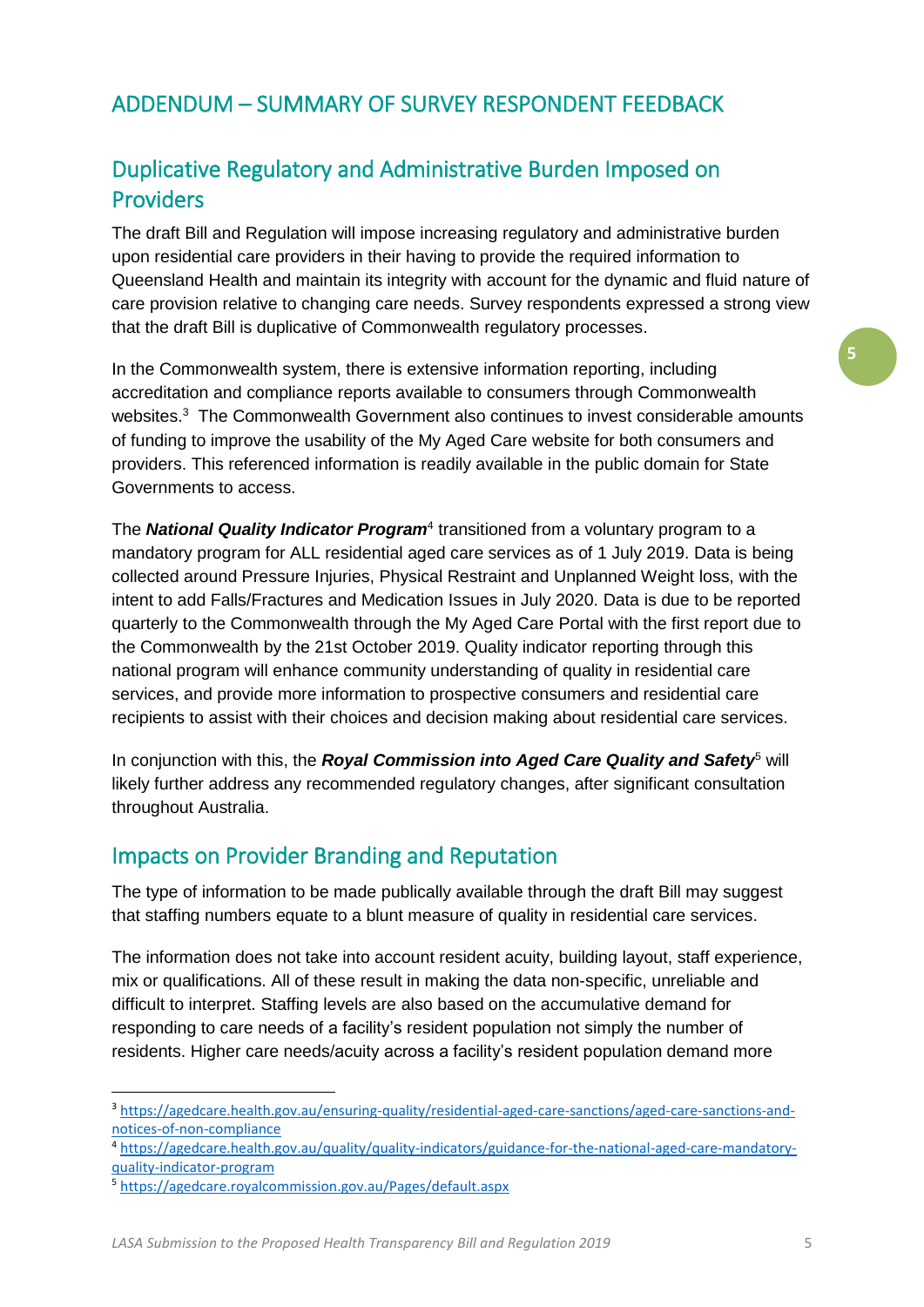## ADDENDUM – SUMMARY OF SURVEY RESPONDENT FEEDBACK

### Duplicative Regulatory and Administrative Burden Imposed on Providers

The draft Bill and Regulation will impose increasing regulatory and administrative burden upon residential care providers in their having to provide the required information to Queensland Health and maintain its integrity with account for the dynamic and fluid nature of care provision relative to changing care needs. Survey respondents expressed a strong view that the draft Bill is duplicative of Commonwealth regulatory processes.

In the Commonwealth system, there is extensive information reporting, including accreditation and compliance reports available to consumers through Commonwealth websites.[3] The Commonwealth Government also continues to invest considerable amounts of funding to improve the usability of the My Aged Care website for both consumers and providers. This referenced information is readily available in the public domain for State Governments to access.

The ***National Quality Indicator Program***[4] transitioned from a voluntary program to a mandatory program for ALL residential aged care services as of 1 July 2019. Data is being collected around Pressure Injuries, Physical Restraint and Unplanned Weight loss, with the intent to add Falls/Fractures and Medication Issues in July 2020. Data is due to be reported quarterly to the Commonwealth through the My Aged Care Portal with the first report due to the Commonwealth by the 21st October 2019. Quality indicator reporting through this national program will enhance community understanding of quality in residential care services, and provide more information to prospective consumers and residential care recipients to assist with their choices and decision making about residential care services.

In conjunction with this, the ***Royal Commission into Aged Care Quality and Safety***[5] will likely further address any recommended regulatory changes, after significant consultation throughout Australia.

### Impacts on Provider Branding and Reputation

The type of information to be made publically available through the draft Bill may suggest that staffing numbers equate to a blunt measure of quality in residential care services.

The information does not take into account resident acuity, building layout, staff experience, mix or qualifications. All of these result in making the data non-specific, unreliable and difficult to interpret. Staffing levels are also based on the accumulative demand for responding to care needs of a facility's resident population not simply the number of residents. Higher care needs/acuity across a facility's resident population demand more

---

[3] https://agedcare.health.gov.au/ensuring-quality/residential-aged-care-sanctions/aged-care-sanctions-and-notices-of-non-compliance

[4] https://agedcare.health.gov.au/quality/quality-indicators/guidance-for-the-national-aged-care-mandatory-quality-indicator-program

[5] https://agedcare.royalcommission.gov.au/Pages/default.aspx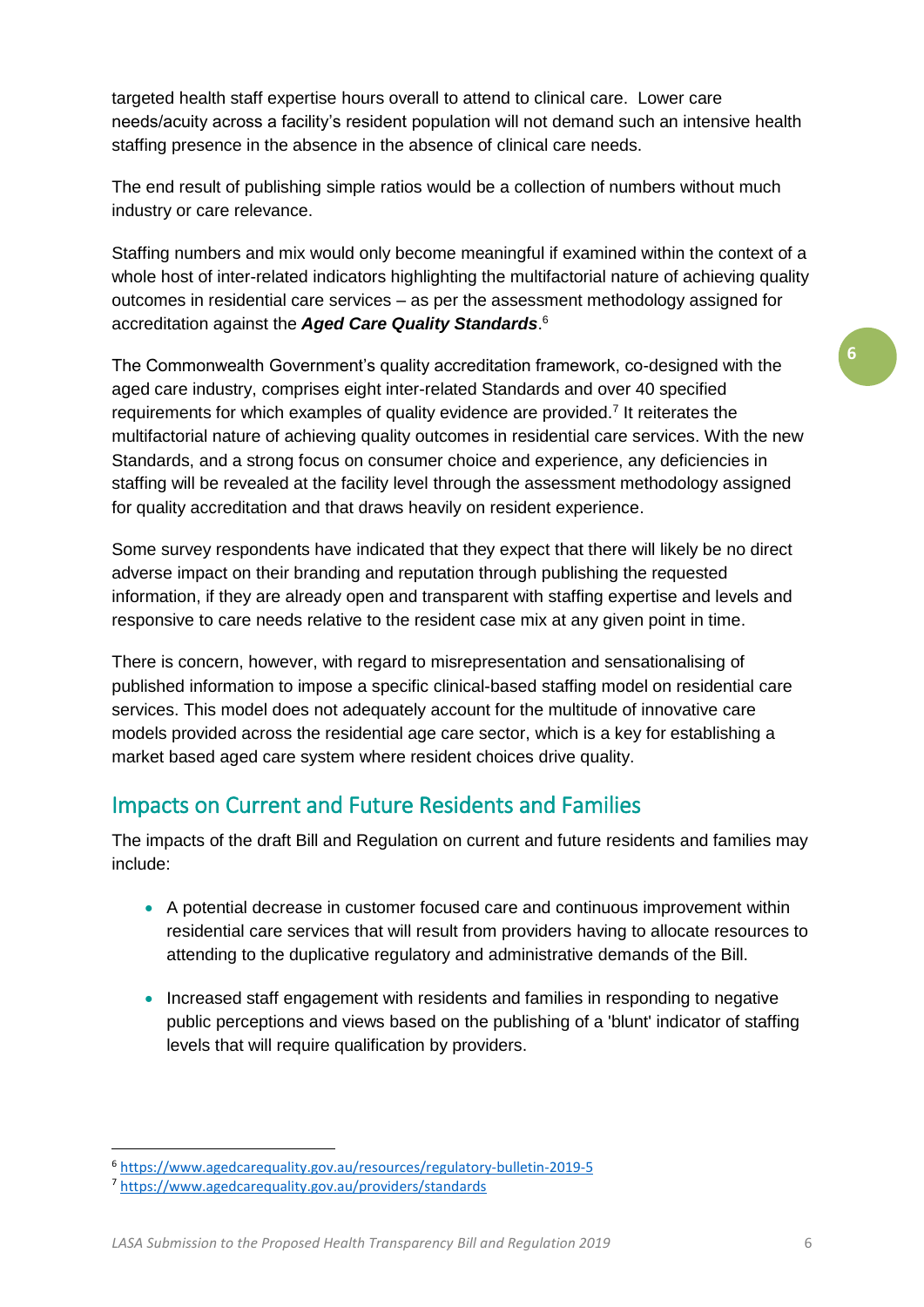targeted health staff expertise hours overall to attend to clinical care. Lower care needs/acuity across a facility's resident population will not demand such an intensive health staffing presence in the absence in the absence of clinical care needs.

The end result of publishing simple ratios would be a collection of numbers without much industry or care relevance.

Staffing numbers and mix would only become meaningful if examined within the context of a whole host of inter-related indicators highlighting the multifactorial nature of achieving quality outcomes in residential care services – as per the assessment methodology assigned for accreditation against the ***Aged Care Quality Standards***.[6]

The Commonwealth Government's quality accreditation framework, co-designed with the aged care industry, comprises eight inter-related Standards and over 40 specified requirements for which examples of quality evidence are provided.[7] It reiterates the multifactorial nature of achieving quality outcomes in residential care services. With the new Standards, and a strong focus on consumer choice and experience, any deficiencies in staffing will be revealed at the facility level through the assessment methodology assigned for quality accreditation and that draws heavily on resident experience.

Some survey respondents have indicated that they expect that there will likely be no direct adverse impact on their branding and reputation through publishing the requested information, if they are already open and transparent with staffing expertise and levels and responsive to care needs relative to the resident case mix at any given point in time.

There is concern, however, with regard to misrepresentation and sensationalising of published information to impose a specific clinical-based staffing model on residential care services. This model does not adequately account for the multitude of innovative care models provided across the residential age care sector, which is a key for establishing a market based aged care system where resident choices drive quality.

## Impacts on Current and Future Residents and Families

The impacts of the draft Bill and Regulation on current and future residents and families may include:

- A potential decrease in customer focused care and continuous improvement within residential care services that will result from providers having to allocate resources to attending to the duplicative regulatory and administrative demands of the Bill.
- Increased staff engagement with residents and families in responding to negative public perceptions and views based on the publishing of a 'blunt' indicator of staffing levels that will require qualification by providers.

---

[6] https://www.agedcarequality.gov.au/resources/regulatory-bulletin-2019-5

[7] https://www.agedcarequality.gov.au/providers/standards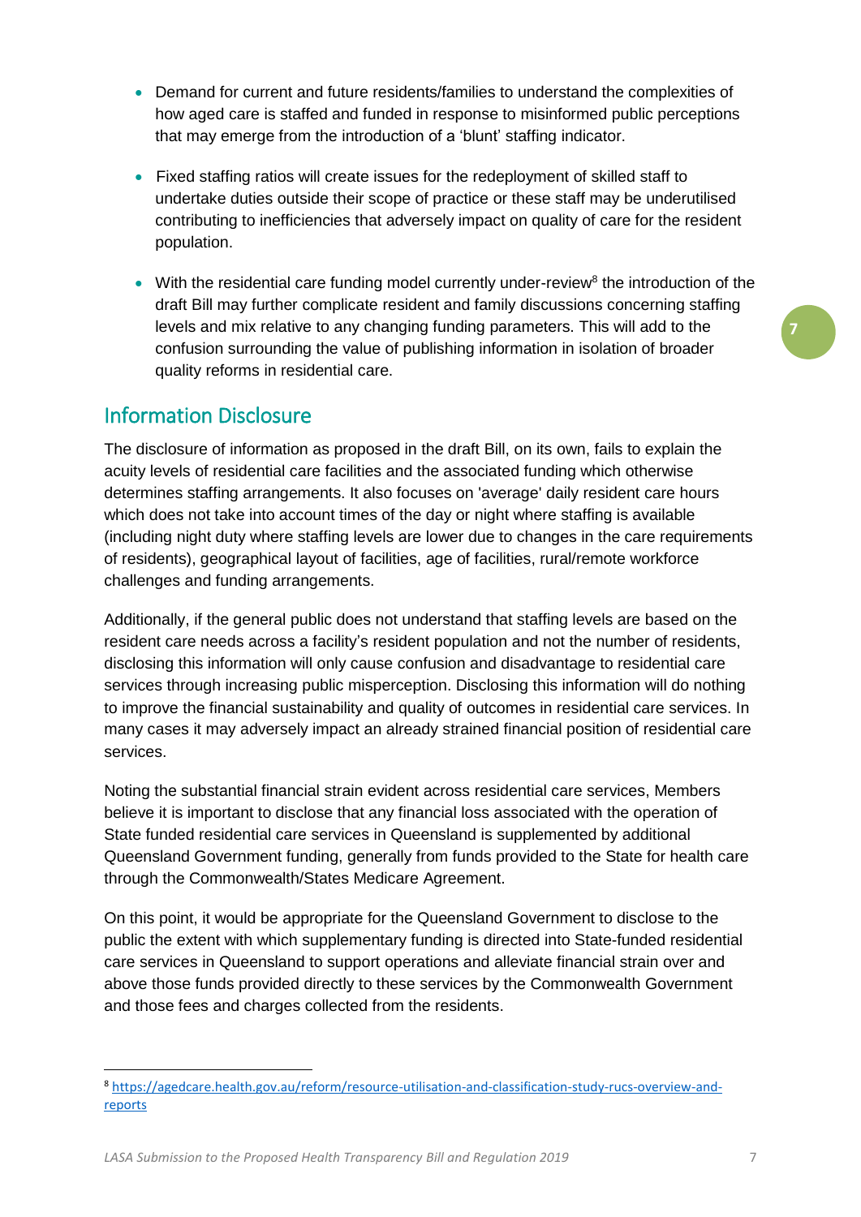- Demand for current and future residents/families to understand the complexities of how aged care is staffed and funded in response to misinformed public perceptions that may emerge from the introduction of a 'blunt' staffing indicator.

- Fixed staffing ratios will create issues for the redeployment of skilled staff to undertake duties outside their scope of practice or these staff may be underutilised contributing to inefficiencies that adversely impact on quality of care for the resident population.

- With the residential care funding model currently under-review[8] the introduction of the draft Bill may further complicate resident and family discussions concerning staffing levels and mix relative to any changing funding parameters. This will add to the confusion surrounding the value of publishing information in isolation of broader quality reforms in residential care.

## Information Disclosure

The disclosure of information as proposed in the draft Bill, on its own, fails to explain the acuity levels of residential care facilities and the associated funding which otherwise determines staffing arrangements. It also focuses on 'average' daily resident care hours which does not take into account times of the day or night where staffing is available (including night duty where staffing levels are lower due to changes in the care requirements of residents), geographical layout of facilities, age of facilities, rural/remote workforce challenges and funding arrangements.

Additionally, if the general public does not understand that staffing levels are based on the resident care needs across a facility's resident population and not the number of residents, disclosing this information will only cause confusion and disadvantage to residential care services through increasing public misperception. Disclosing this information will do nothing to improve the financial sustainability and quality of outcomes in residential care services. In many cases it may adversely impact an already strained financial position of residential care services.

Noting the substantial financial strain evident across residential care services, Members believe it is important to disclose that any financial loss associated with the operation of State funded residential care services in Queensland is supplemented by additional Queensland Government funding, generally from funds provided to the State for health care through the Commonwealth/States Medicare Agreement.

On this point, it would be appropriate for the Queensland Government to disclose to the public the extent with which supplementary funding is directed into State-funded residential care services in Queensland to support operations and alleviate financial strain over and above those funds provided directly to these services by the Commonwealth Government and those fees and charges collected from the residents.

---

[8] https://agedcare.health.gov.au/reform/resource-utilisation-and-classification-study-rucs-overview-and-reports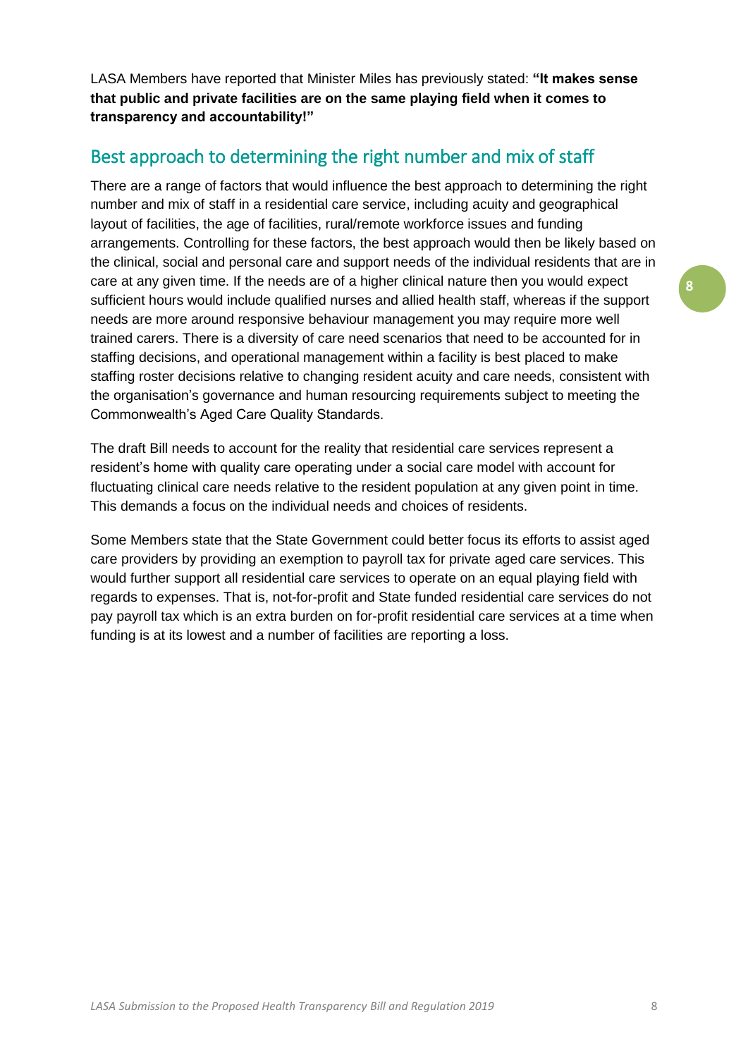LASA Members have reported that Minister Miles has previously stated: **"It makes sense that public and private facilities are on the same playing field when it comes to transparency and accountability!"**

## Best approach to determining the right number and mix of staff

There are a range of factors that would influence the best approach to determining the right number and mix of staff in a residential care service, including acuity and geographical layout of facilities, the age of facilities, rural/remote workforce issues and funding arrangements. Controlling for these factors, the best approach would then be likely based on the clinical, social and personal care and support needs of the individual residents that are in care at any given time. If the needs are of a higher clinical nature then you would expect sufficient hours would include qualified nurses and allied health staff, whereas if the support needs are more around responsive behaviour management you may require more well trained carers. There is a diversity of care need scenarios that need to be accounted for in staffing decisions, and operational management within a facility is best placed to make staffing roster decisions relative to changing resident acuity and care needs, consistent with the organisation's governance and human resourcing requirements subject to meeting the Commonwealth's Aged Care Quality Standards.

The draft Bill needs to account for the reality that residential care services represent a resident's home with quality care operating under a social care model with account for fluctuating clinical care needs relative to the resident population at any given point in time. This demands a focus on the individual needs and choices of residents.

Some Members state that the State Government could better focus its efforts to assist aged care providers by providing an exemption to payroll tax for private aged care services. This would further support all residential care services to operate on an equal playing field with regards to expenses. That is, not-for-profit and State funded residential care services do not pay payroll tax which is an extra burden on for-profit residential care services at a time when funding is at its lowest and a number of facilities are reporting a loss.